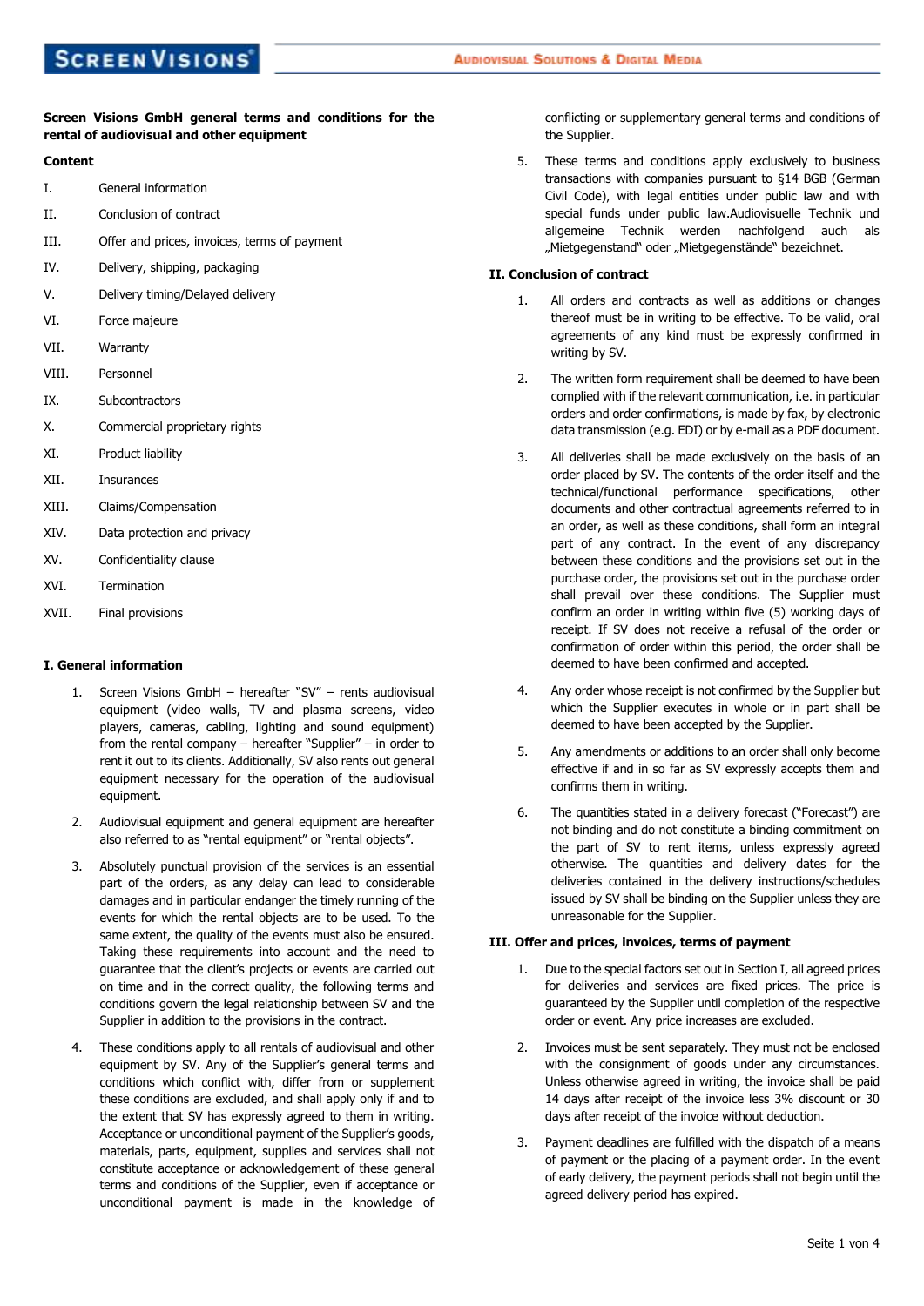**Screen Visions GmbH general terms and conditions for the rental of audiovisual and other equipment**

**Content**

I. General information
II. Conclusion of contract
III. Offer and prices, invoices, terms of payment
IV. Delivery, shipping, packaging
V. Delivery timing/Delayed delivery
VI. Force majeure
VII. Warranty
VIII. Personnel
IX. Subcontractors
X. Commercial proprietary rights
XI. Product liability
XII. Insurances
XIII. Claims/Compensation
XIV. Data protection and privacy
XV. Confidentiality clause
XVI. Termination
XVII. Final provisions

## I. General information

1. Screen Visions GmbH – hereafter "SV" – rents audiovisual equipment (video walls, TV and plasma screens, video players, cameras, cabling, lighting and sound equipment) from the rental company – hereafter "Supplier" – in order to rent it out to its clients. Additionally, SV also rents out general equipment necessary for the operation of the audiovisual equipment.

2. Audiovisual equipment and general equipment are hereafter also referred to as "rental equipment" or "rental objects".

3. Absolutely punctual provision of the services is an essential part of the orders, as any delay can lead to considerable damages and in particular endanger the timely running of the events for which the rental objects are to be used. To the same extent, the quality of the events must also be ensured. Taking these requirements into account and the need to guarantee that the client's projects or events are carried out on time and in the correct quality, the following terms and conditions govern the legal relationship between SV and the Supplier in addition to the provisions in the contract.

4. These conditions apply to all rentals of audiovisual and other equipment by SV. Any of the Supplier's general terms and conditions which conflict with, differ from or supplement these conditions are excluded, and shall apply only if and to the extent that SV has expressly agreed to them in writing. Acceptance or unconditional payment of the Supplier's goods, materials, parts, equipment, supplies and services shall not constitute acceptance or acknowledgement of these general terms and conditions of the Supplier, even if acceptance or unconditional payment is made in the knowledge of conflicting or supplementary general terms and conditions of the Supplier.

5. These terms and conditions apply exclusively to business transactions with companies pursuant to §14 BGB (German Civil Code), with legal entities under public law and with special funds under public law.Audiovisuelle Technik und allgemeine Technik werden nachfolgend auch als „Mietgegenstand" oder „Mietgegenstände" bezeichnet.

## II. Conclusion of contract

1. All orders and contracts as well as additions or changes thereof must be in writing to be effective. To be valid, oral agreements of any kind must be expressly confirmed in writing by SV.

2. The written form requirement shall be deemed to have been complied with if the relevant communication, i.e. in particular orders and order confirmations, is made by fax, by electronic data transmission (e.g. EDI) or by e-mail as a PDF document.

3. All deliveries shall be made exclusively on the basis of an order placed by SV. The contents of the order itself and the technical/functional performance specifications, other documents and other contractual agreements referred to in an order, as well as these conditions, shall form an integral part of any contract. In the event of any discrepancy between these conditions and the provisions set out in the purchase order, the provisions set out in the purchase order shall prevail over these conditions. The Supplier must confirm an order in writing within five (5) working days of receipt. If SV does not receive a refusal of the order or confirmation of order within this period, the order shall be deemed to have been confirmed and accepted.

4. Any order whose receipt is not confirmed by the Supplier but which the Supplier executes in whole or in part shall be deemed to have been accepted by the Supplier.

5. Any amendments or additions to an order shall only become effective if and in so far as SV expressly accepts them and confirms them in writing.

6. The quantities stated in a delivery forecast ("Forecast") are not binding and do not constitute a binding commitment on the part of SV to rent items, unless expressly agreed otherwise. The quantities and delivery dates for the deliveries contained in the delivery instructions/schedules issued by SV shall be binding on the Supplier unless they are unreasonable for the Supplier.

## III. Offer and prices, invoices, terms of payment

1. Due to the special factors set out in Section I, all agreed prices for deliveries and services are fixed prices. The price is guaranteed by the Supplier until completion of the respective order or event. Any price increases are excluded.

2. Invoices must be sent separately. They must not be enclosed with the consignment of goods under any circumstances. Unless otherwise agreed in writing, the invoice shall be paid 14 days after receipt of the invoice less 3% discount or 30 days after receipt of the invoice without deduction.

3. Payment deadlines are fulfilled with the dispatch of a means of payment or the placing of a payment order. In the event of early delivery, the payment periods shall not begin until the agreed delivery period has expired.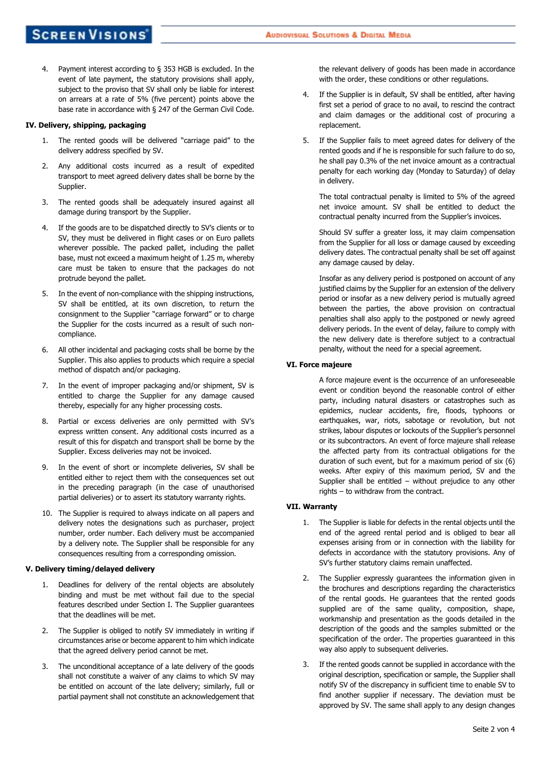4. Payment interest according to § 353 HGB is excluded. In the event of late payment, the statutory provisions shall apply, subject to the proviso that SV shall only be liable for interest on arrears at a rate of 5% (five percent) points above the base rate in accordance with § 247 of the German Civil Code.

## IV. Delivery, shipping, packaging

1. The rented goods will be delivered "carriage paid" to the delivery address specified by SV.
2. Any additional costs incurred as a result of expedited transport to meet agreed delivery dates shall be borne by the Supplier.
3. The rented goods shall be adequately insured against all damage during transport by the Supplier.
4. If the goods are to be dispatched directly to SV's clients or to SV, they must be delivered in flight cases or on Euro pallets wherever possible. The packed pallet, including the pallet base, must not exceed a maximum height of 1.25 m, whereby care must be taken to ensure that the packages do not protrude beyond the pallet.
5. In the event of non-compliance with the shipping instructions, SV shall be entitled, at its own discretion, to return the consignment to the Supplier "carriage forward" or to charge the Supplier for the costs incurred as a result of such non-compliance.
6. All other incidental and packaging costs shall be borne by the Supplier. This also applies to products which require a special method of dispatch and/or packaging.
7. In the event of improper packaging and/or shipment, SV is entitled to charge the Supplier for any damage caused thereby, especially for any higher processing costs.
8. Partial or excess deliveries are only permitted with SV's express written consent. Any additional costs incurred as a result of this for dispatch and transport shall be borne by the Supplier. Excess deliveries may not be invoiced.
9. In the event of short or incomplete deliveries, SV shall be entitled either to reject them with the consequences set out in the preceding paragraph (in the case of unauthorised partial deliveries) or to assert its statutory warranty rights.
10. The Supplier is required to always indicate on all papers and delivery notes the designations such as purchaser, project number, order number. Each delivery must be accompanied by a delivery note. The Supplier shall be responsible for any consequences resulting from a corresponding omission.

## V. Delivery timing/delayed delivery

1. Deadlines for delivery of the rental objects are absolutely binding and must be met without fail due to the special features described under Section I. The Supplier guarantees that the deadlines will be met.
2. The Supplier is obliged to notify SV immediately in writing if circumstances arise or become apparent to him which indicate that the agreed delivery period cannot be met.
3. The unconditional acceptance of a late delivery of the goods shall not constitute a waiver of any claims to which SV may be entitled on account of the late delivery; similarly, full or partial payment shall not constitute an acknowledgement that the relevant delivery of goods has been made in accordance with the order, these conditions or other regulations.
4. If the Supplier is in default, SV shall be entitled, after having first set a period of grace to no avail, to rescind the contract and claim damages or the additional cost of procuring a replacement.
5. If the Supplier fails to meet agreed dates for delivery of the rented goods and if he is responsible for such failure to do so, he shall pay 0.3% of the net invoice amount as a contractual penalty for each working day (Monday to Saturday) of delay in delivery.

   The total contractual penalty is limited to 5% of the agreed net invoice amount. SV shall be entitled to deduct the contractual penalty incurred from the Supplier's invoices.

   Should SV suffer a greater loss, it may claim compensation from the Supplier for all loss or damage caused by exceeding delivery dates. The contractual penalty shall be set off against any damage caused by delay.

   Insofar as any delivery period is postponed on account of any justified claims by the Supplier for an extension of the delivery period or insofar as a new delivery period is mutually agreed between the parties, the above provision on contractual penalties shall also apply to the postponed or newly agreed delivery periods. In the event of delay, failure to comply with the new delivery date is therefore subject to a contractual penalty, without the need for a special agreement.

## VI. Force majeure

A force majeure event is the occurrence of an unforeseeable event or condition beyond the reasonable control of either party, including natural disasters or catastrophes such as epidemics, nuclear accidents, fire, floods, typhoons or earthquakes, war, riots, sabotage or revolution, but not strikes, labour disputes or lockouts of the Supplier's personnel or its subcontractors. An event of force majeure shall release the affected party from its contractual obligations for the duration of such event, but for a maximum period of six (6) weeks. After expiry of this maximum period, SV and the Supplier shall be entitled – without prejudice to any other rights – to withdraw from the contract.

## VII. Warranty

1. The Supplier is liable for defects in the rental objects until the end of the agreed rental period and is obliged to bear all expenses arising from or in connection with the liability for defects in accordance with the statutory provisions. Any of SV's further statutory claims remain unaffected.
2. The Supplier expressly guarantees the information given in the brochures and descriptions regarding the characteristics of the rental goods. He guarantees that the rented goods supplied are of the same quality, composition, shape, workmanship and presentation as the goods detailed in the description of the goods and the samples submitted or the specification of the order. The properties guaranteed in this way also apply to subsequent deliveries.
3. If the rented goods cannot be supplied in accordance with the original description, specification or sample, the Supplier shall notify SV of the discrepancy in sufficient time to enable SV to find another supplier if necessary. The deviation must be approved by SV. The same shall apply to any design changes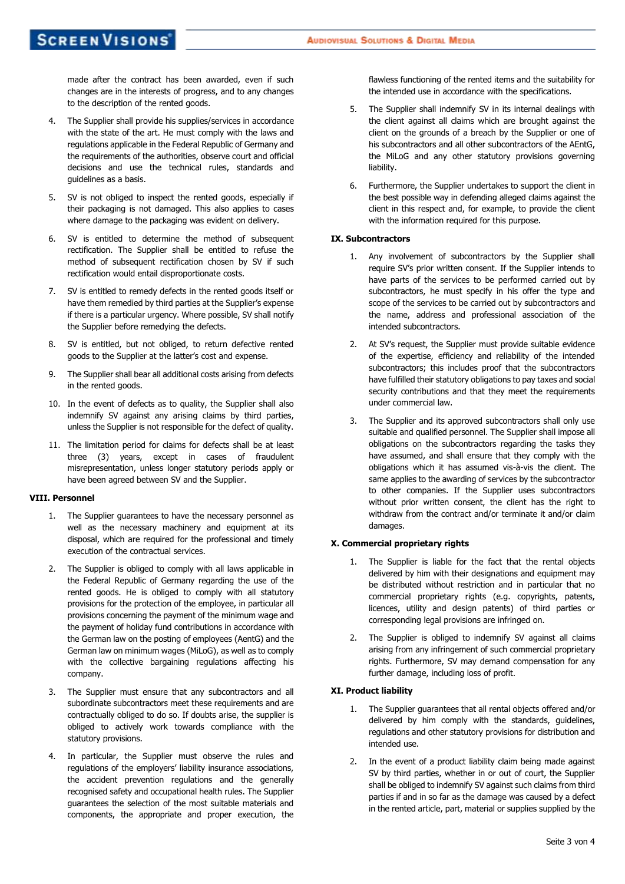made after the contract has been awarded, even if such changes are in the interests of progress, and to any changes to the description of the rented goods.

4. The Supplier shall provide his supplies/services in accordance with the state of the art. He must comply with the laws and regulations applicable in the Federal Republic of Germany and the requirements of the authorities, observe court and official decisions and use the technical rules, standards and guidelines as a basis.

5. SV is not obliged to inspect the rented goods, especially if their packaging is not damaged. This also applies to cases where damage to the packaging was evident on delivery.

6. SV is entitled to determine the method of subsequent rectification. The Supplier shall be entitled to refuse the method of subsequent rectification chosen by SV if such rectification would entail disproportionate costs.

7. SV is entitled to remedy defects in the rented goods itself or have them remedied by third parties at the Supplier's expense if there is a particular urgency. Where possible, SV shall notify the Supplier before remedying the defects.

8. SV is entitled, but not obliged, to return defective rented goods to the Supplier at the latter's cost and expense.

9. The Supplier shall bear all additional costs arising from defects in the rented goods.

10. In the event of defects as to quality, the Supplier shall also indemnify SV against any arising claims by third parties, unless the Supplier is not responsible for the defect of quality.

11. The limitation period for claims for defects shall be at least three (3) years, except in cases of fraudulent misrepresentation, unless longer statutory periods apply or have been agreed between SV and the Supplier.

**VIII. Personnel**

1. The Supplier guarantees to have the necessary personnel as well as the necessary machinery and equipment at its disposal, which are required for the professional and timely execution of the contractual services.

2. The Supplier is obliged to comply with all laws applicable in the Federal Republic of Germany regarding the use of the rented goods. He is obliged to comply with all statutory provisions for the protection of the employee, in particular all provisions concerning the payment of the minimum wage and the payment of holiday fund contributions in accordance with the German law on the posting of employees (AentG) and the German law on minimum wages (MiLoG), as well as to comply with the collective bargaining regulations affecting his company.

3. The Supplier must ensure that any subcontractors and all subordinate subcontractors meet these requirements and are contractually obliged to do so. If doubts arise, the supplier is obliged to actively work towards compliance with the statutory provisions.

4. In particular, the Supplier must observe the rules and regulations of the employers' liability insurance associations, the accident prevention regulations and the generally recognised safety and occupational health rules. The Supplier guarantees the selection of the most suitable materials and components, the appropriate and proper execution, the flawless functioning of the rented items and the suitability for the intended use in accordance with the specifications.

5. The Supplier shall indemnify SV in its internal dealings with the client against all claims which are brought against the client on the grounds of a breach by the Supplier or one of his subcontractors and all other subcontractors of the AEntG, the MiLoG and any other statutory provisions governing liability.

6. Furthermore, the Supplier undertakes to support the client in the best possible way in defending alleged claims against the client in this respect and, for example, to provide the client with the information required for this purpose.

**IX. Subcontractors**

1. Any involvement of subcontractors by the Supplier shall require SV's prior written consent. If the Supplier intends to have parts of the services to be performed carried out by subcontractors, he must specify in his offer the type and scope of the services to be carried out by subcontractors and the name, address and professional association of the intended subcontractors.

2. At SV's request, the Supplier must provide suitable evidence of the expertise, efficiency and reliability of the intended subcontractors; this includes proof that the subcontractors have fulfilled their statutory obligations to pay taxes and social security contributions and that they meet the requirements under commercial law.

3. The Supplier and its approved subcontractors shall only use suitable and qualified personnel. The Supplier shall impose all obligations on the subcontractors regarding the tasks they have assumed, and shall ensure that they comply with the obligations which it has assumed vis-à-vis the client. The same applies to the awarding of services by the subcontractor to other companies. If the Supplier uses subcontractors without prior written consent, the client has the right to withdraw from the contract and/or terminate it and/or claim damages.

**X. Commercial proprietary rights**

1. The Supplier is liable for the fact that the rental objects delivered by him with their designations and equipment may be distributed without restriction and in particular that no commercial proprietary rights (e.g. copyrights, patents, licences, utility and design patents) of third parties or corresponding legal provisions are infringed on.

2. The Supplier is obliged to indemnify SV against all claims arising from any infringement of such commercial proprietary rights. Furthermore, SV may demand compensation for any further damage, including loss of profit.

**XI. Product liability**

1. The Supplier guarantees that all rental objects offered and/or delivered by him comply with the standards, guidelines, regulations and other statutory provisions for distribution and intended use.

2. In the event of a product liability claim being made against SV by third parties, whether in or out of court, the Supplier shall be obliged to indemnify SV against such claims from third parties if and in so far as the damage was caused by a defect in the rented article, part, material or supplies supplied by the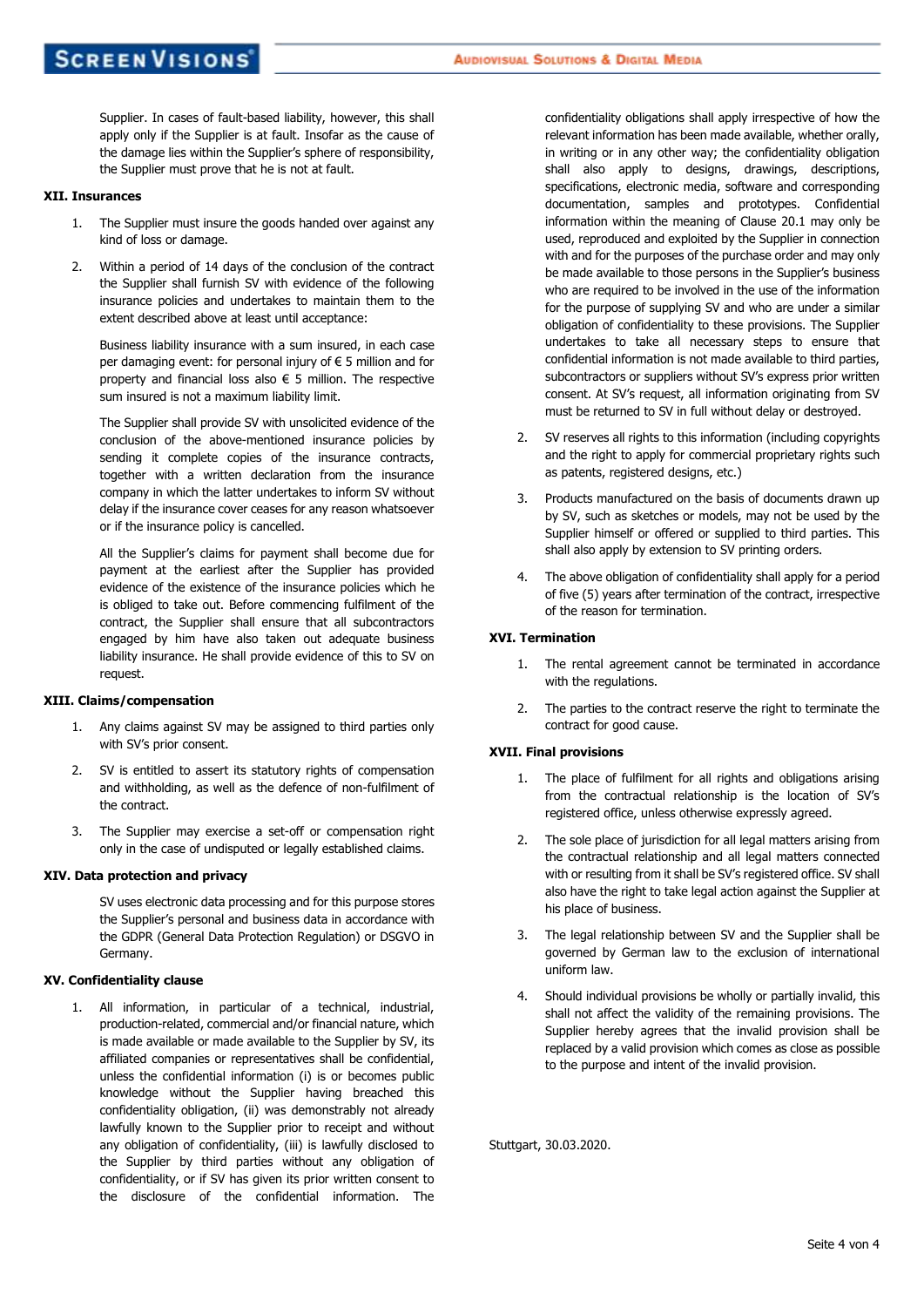Supplier. In cases of fault-based liability, however, this shall apply only if the Supplier is at fault. Insofar as the cause of the damage lies within the Supplier's sphere of responsibility, the Supplier must prove that he is not at fault.

## XII. Insurances

1. The Supplier must insure the goods handed over against any kind of loss or damage.

2. Within a period of 14 days of the conclusion of the contract the Supplier shall furnish SV with evidence of the following insurance policies and undertakes to maintain them to the extent described above at least until acceptance:

   Business liability insurance with a sum insured, in each case per damaging event: for personal injury of € 5 million and for property and financial loss also € 5 million. The respective sum insured is not a maximum liability limit.

   The Supplier shall provide SV with unsolicited evidence of the conclusion of the above-mentioned insurance policies by sending it complete copies of the insurance contracts, together with a written declaration from the insurance company in which the latter undertakes to inform SV without delay if the insurance cover ceases for any reason whatsoever or if the insurance policy is cancelled.

   All the Supplier's claims for payment shall become due for payment at the earliest after the Supplier has provided evidence of the existence of the insurance policies which he is obliged to take out. Before commencing fulfilment of the contract, the Supplier shall ensure that all subcontractors engaged by him have also taken out adequate business liability insurance. He shall provide evidence of this to SV on request.

## XIII. Claims/compensation

1. Any claims against SV may be assigned to third parties only with SV's prior consent.

2. SV is entitled to assert its statutory rights of compensation and withholding, as well as the defence of non-fulfilment of the contract.

3. The Supplier may exercise a set-off or compensation right only in the case of undisputed or legally established claims.

## XIV. Data protection and privacy

SV uses electronic data processing and for this purpose stores the Supplier's personal and business data in accordance with the GDPR (General Data Protection Regulation) or DSGVO in Germany.

## XV. Confidentiality clause

1. All information, in particular of a technical, industrial, production-related, commercial and/or financial nature, which is made available or made available to the Supplier by SV, its affiliated companies or representatives shall be confidential, unless the confidential information (i) is or becomes public knowledge without the Supplier having breached this confidentiality obligation, (ii) was demonstrably not already lawfully known to the Supplier prior to receipt and without any obligation of confidentiality, (iii) is lawfully disclosed to the Supplier by third parties without any obligation of confidentiality, or if SV has given its prior written consent to the disclosure of the confidential information. The confidentiality obligations shall apply irrespective of how the relevant information has been made available, whether orally, in writing or in any other way; the confidentiality obligation shall also apply to designs, drawings, descriptions, specifications, electronic media, software and corresponding documentation, samples and prototypes. Confidential information within the meaning of Clause 20.1 may only be used, reproduced and exploited by the Supplier in connection with and for the purposes of the purchase order and may only be made available to those persons in the Supplier's business who are required to be involved in the use of the information for the purpose of supplying SV and who are under a similar obligation of confidentiality to these provisions. The Supplier undertakes to take all necessary steps to ensure that confidential information is not made available to third parties, subcontractors or suppliers without SV's express prior written consent. At SV's request, all information originating from SV must be returned to SV in full without delay or destroyed.

2. SV reserves all rights to this information (including copyrights and the right to apply for commercial proprietary rights such as patents, registered designs, etc.)

3. Products manufactured on the basis of documents drawn up by SV, such as sketches or models, may not be used by the Supplier himself or offered or supplied to third parties. This shall also apply by extension to SV printing orders.

4. The above obligation of confidentiality shall apply for a period of five (5) years after termination of the contract, irrespective of the reason for termination.

## XVI. Termination

1. The rental agreement cannot be terminated in accordance with the regulations.

2. The parties to the contract reserve the right to terminate the contract for good cause.

## XVII. Final provisions

1. The place of fulfilment for all rights and obligations arising from the contractual relationship is the location of SV's registered office, unless otherwise expressly agreed.

2. The sole place of jurisdiction for all legal matters arising from the contractual relationship and all legal matters connected with or resulting from it shall be SV's registered office. SV shall also have the right to take legal action against the Supplier at his place of business.

3. The legal relationship between SV and the Supplier shall be governed by German law to the exclusion of international uniform law.

4. Should individual provisions be wholly or partially invalid, this shall not affect the validity of the remaining provisions. The Supplier hereby agrees that the invalid provision shall be replaced by a valid provision which comes as close as possible to the purpose and intent of the invalid provision.

Stuttgart, 30.03.2020.